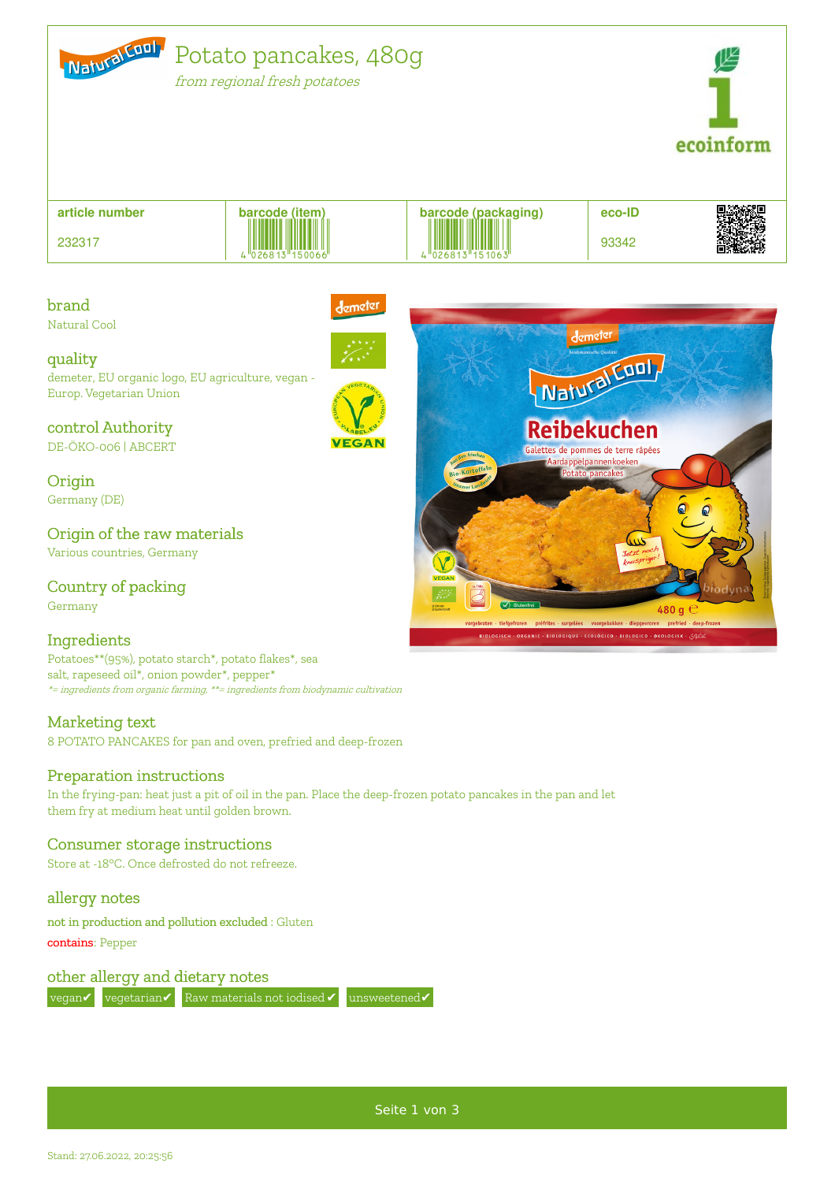# Potato pancakes, 480g

*from regional fresh potatoes*

| article number | barcode (item) | barcode (packaging) | eco-ID |
| --- | --- | --- | --- |
| 232317 | 4 026813 150066 | 4 026813 151063 | 93342 |

## brand
Natural Cool

## quality
demeter, EU organic logo, EU agriculture, vegan - Europ. Vegetarian Union

## control Authority
DE-ÖKO-006 | ABCERT

## Origin
Germany (DE)

## Origin of the raw materials
Various countries, Germany

## Country of packing
Germany

## Ingredients
Potatoes**(95%), potato starch*, potato flakes*, sea salt, rapeseed oil*, onion powder*, pepper*

*\*= ingredients from organic farming, \*\*= ingredients from biodynamic cultivation*

## Marketing text
8 POTATO PANCAKES for pan and oven, prefried and deep-frozen

## Preparation instructions
In the frying-pan: heat just a pit of oil in the pan. Place the deep-frozen potato pancakes in the pan and let them fry at medium heat until golden brown.

## Consumer storage instructions
Store at -18°C. Once defrosted do not refreeze.

## allergy notes
not in production and pollution excluded : Gluten

contains: Pepper

## other allergy and dietary notes
vegan✔ vegetarian✔ Raw materials not iodised ✔ unsweetened✔

Stand: 27.06.2022, 20:25:56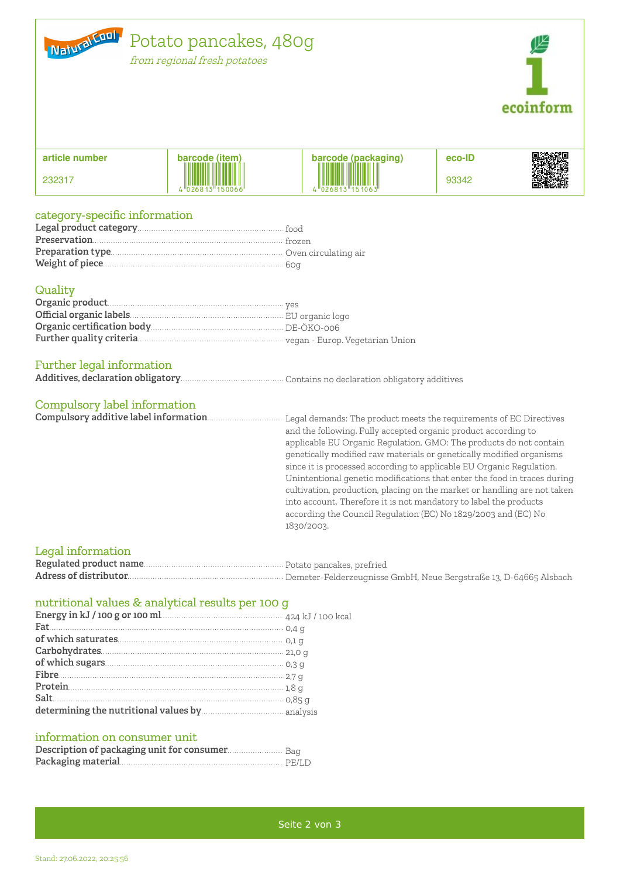# Potato pancakes, 480g

*from regional fresh potatoes*

| article number | barcode (item) | barcode (packaging) | eco-ID |
|---|---|---|---|
| 232317 | 4 026813 150066 | 4 026813 151063 | 93342 |

## category-specific information

| | |
|---|---|
| **Legal product category** | food |
| **Preservation** | frozen |
| **Preparation type** | Oven circulating air |
| **Weight of piece** | 60g |

## Quality

| | |
|---|---|
| **Organic product** | yes |
| **Official organic labels** | EU organic logo |
| **Organic certification body** | DE-ÖKO-006 |
| **Further quality criteria** | vegan - Europ. Vegetarian Union |

## Further legal information

| | |
|---|---|
| **Additives, declaration obligatory** | Contains no declaration obligatory additives |

## Compulsory label information

| | |
|---|---|
| **Compulsory additive label information** | Legal demands: The product meets the requirements of EC Directives and the following. Fully accepted organic product according to applicable EU Organic Regulation. GMO: The products do not contain genetically modified raw materials or genetically modified organisms since it is processed according to applicable EU Organic Regulation. Unintentional genetic modifications that enter the food in traces during cultivation, production, placing on the market or handling are not taken into account. Therefore it is not mandatory to label the products according the Council Regulation (EC) No 1829/2003 and (EC) No 1830/2003. |

## Legal information

| | |
|---|---|
| **Regulated product name** | Potato pancakes, prefried |
| **Adress of distributor** | Demeter-Felderzeugnisse GmbH, Neue Bergstraße 13, D-64665 Alsbach |

## nutritional values & analytical results per 100 g

| | |
|---|---|
| **Energy in kJ / 100 g or 100 ml** | 424 kJ / 100 kcal |
| **Fat** | 0,4 g |
| **of which saturates** | 0,1 g |
| **Carbohydrates** | 21,0 g |
| **of which sugars** | 0,3 g |
| **Fibre** | 2,7 g |
| **Protein** | 1,8 g |
| **Salt** | 0,85 g |
| **determining the nutritional values by** | analysis |

## information on consumer unit

| | |
|---|---|
| **Description of packaging unit for consumer** | Bag |
| **Packaging material** | PE/LD |

Stand: 27.06.2022, 20:25:56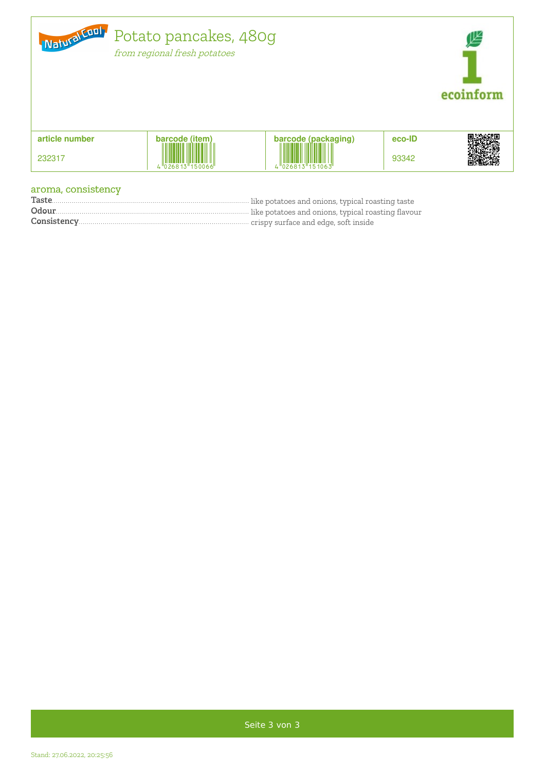# Potato pancakes, 480g

*from regional fresh potatoes*

ecoinform

| article number | barcode (item) | barcode (packaging) | eco-ID |
|---|---|---|---|
| 232317 | 4 026813 150066 | 4 026813 151063 | 93342 |

## aroma, consistency

**Taste** ........ like potatoes and onions, typical roasting taste
**Odour** ........ like potatoes and onions, typical roasting flavour
**Consistency** ........ crispy surface and edge, soft inside

Stand: 27.06.2022, 20:25:56